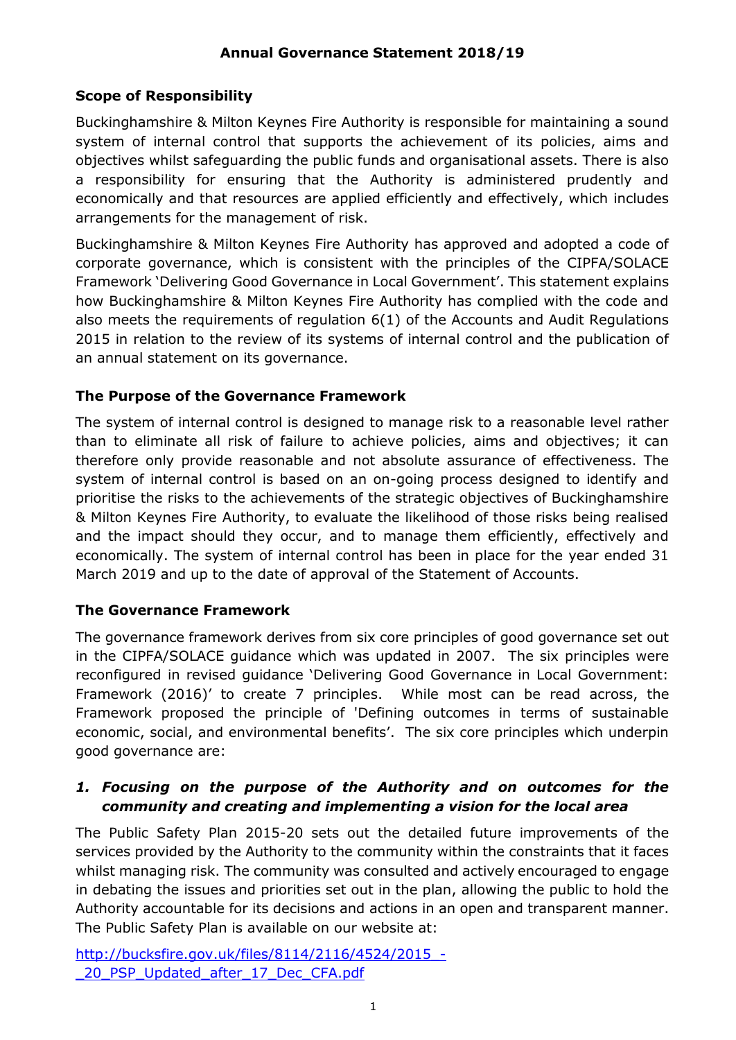# Annual Governance Statement 2018/19

## Scope of Responsibility

Buckinghamshire & Milton Keynes Fire Authority is responsible for maintaining a sound system of internal control that supports the achievement of its policies, aims and objectives whilst safeguarding the public funds and organisational assets. There is also a responsibility for ensuring that the Authority is administered prudently and economically and that resources are applied efficiently and effectively, which includes arrangements for the management of risk.

Buckinghamshire & Milton Keynes Fire Authority has approved and adopted a code of corporate governance, which is consistent with the principles of the CIPFA/SOLACE Framework 'Delivering Good Governance in Local Government'. This statement explains how Buckinghamshire & Milton Keynes Fire Authority has complied with the code and also meets the requirements of regulation 6(1) of the Accounts and Audit Regulations 2015 in relation to the review of its systems of internal control and the publication of an annual statement on its governance.

## The Purpose of the Governance Framework

The system of internal control is designed to manage risk to a reasonable level rather than to eliminate all risk of failure to achieve policies, aims and objectives; it can therefore only provide reasonable and not absolute assurance of effectiveness. The system of internal control is based on an on-going process designed to identify and prioritise the risks to the achievements of the strategic objectives of Buckinghamshire & Milton Keynes Fire Authority, to evaluate the likelihood of those risks being realised and the impact should they occur, and to manage them efficiently, effectively and economically. The system of internal control has been in place for the year ended 31 March 2019 and up to the date of approval of the Statement of Accounts.

## The Governance Framework

The governance framework derives from six core principles of good governance set out in the CIPFA/SOLACE guidance which was updated in 2007. The six principles were reconfigured in revised guidance 'Delivering Good Governance in Local Government: Framework (2016)' to create 7 principles. While most can be read across, the Framework proposed the principle of 'Defining outcomes in terms of sustainable economic, social, and environmental benefits'. The six core principles which underpin good governance are:

### *1. Focusing on the purpose of the Authority and on outcomes for the community and creating and implementing a vision for the local area*

The Public Safety Plan 2015-20 sets out the detailed future improvements of the services provided by the Authority to the community within the constraints that it faces whilst managing risk. The community was consulted and actively encouraged to engage in debating the issues and priorities set out in the plan, allowing the public to hold the Authority accountable for its decisions and actions in an open and transparent manner. The Public Safety Plan is available on our website at:

http://bucksfire.gov.uk/files/8114/2116/4524/2015_-_20_PSP_Updated_after_17_Dec_CFA.pdf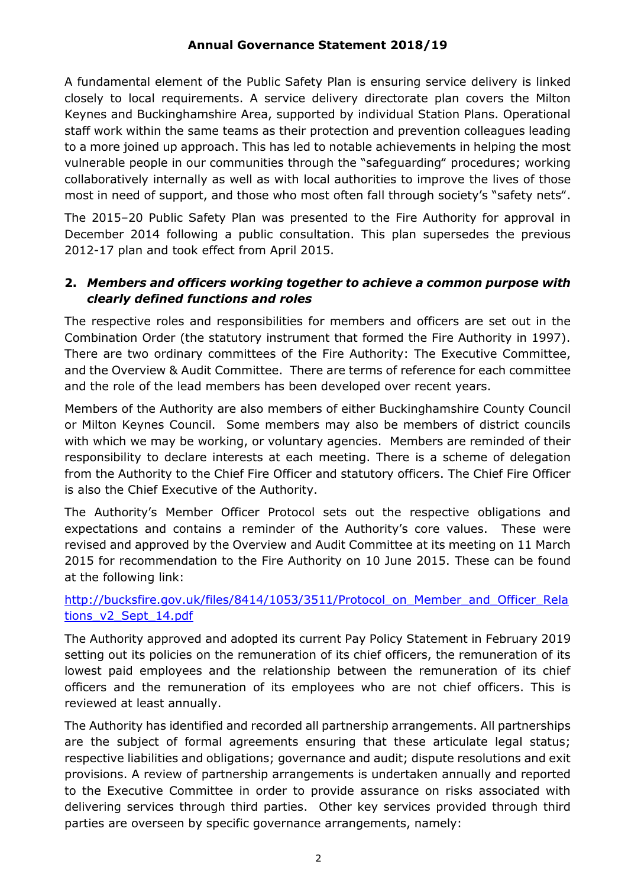A fundamental element of the Public Safety Plan is ensuring service delivery is linked closely to local requirements. A service delivery directorate plan covers the Milton Keynes and Buckinghamshire Area, supported by individual Station Plans. Operational staff work within the same teams as their protection and prevention colleagues leading to a more joined up approach. This has led to notable achievements in helping the most vulnerable people in our communities through the "safeguarding" procedures; working collaboratively internally as well as with local authorities to improve the lives of those most in need of support, and those who most often fall through society's "safety nets".

The 2015–20 Public Safety Plan was presented to the Fire Authority for approval in December 2014 following a public consultation. This plan supersedes the previous 2012-17 plan and took effect from April 2015.

## 2. *Members and officers working together to achieve a common purpose with clearly defined functions and roles*

The respective roles and responsibilities for members and officers are set out in the Combination Order (the statutory instrument that formed the Fire Authority in 1997). There are two ordinary committees of the Fire Authority: The Executive Committee, and the Overview & Audit Committee. There are terms of reference for each committee and the role of the lead members has been developed over recent years.

Members of the Authority are also members of either Buckinghamshire County Council or Milton Keynes Council. Some members may also be members of district councils with which we may be working, or voluntary agencies. Members are reminded of their responsibility to declare interests at each meeting. There is a scheme of delegation from the Authority to the Chief Fire Officer and statutory officers. The Chief Fire Officer is also the Chief Executive of the Authority.

The Authority's Member Officer Protocol sets out the respective obligations and expectations and contains a reminder of the Authority's core values. These were revised and approved by the Overview and Audit Committee at its meeting on 11 March 2015 for recommendation to the Fire Authority on 10 June 2015. These can be found at the following link:

http://bucksfire.gov.uk/files/8414/1053/3511/Protocol_on_Member_and_Officer_Relations_v2_Sept_14.pdf

The Authority approved and adopted its current Pay Policy Statement in February 2019 setting out its policies on the remuneration of its chief officers, the remuneration of its lowest paid employees and the relationship between the remuneration of its chief officers and the remuneration of its employees who are not chief officers. This is reviewed at least annually.

The Authority has identified and recorded all partnership arrangements. All partnerships are the subject of formal agreements ensuring that these articulate legal status; respective liabilities and obligations; governance and audit; dispute resolutions and exit provisions. A review of partnership arrangements is undertaken annually and reported to the Executive Committee in order to provide assurance on risks associated with delivering services through third parties. Other key services provided through third parties are overseen by specific governance arrangements, namely: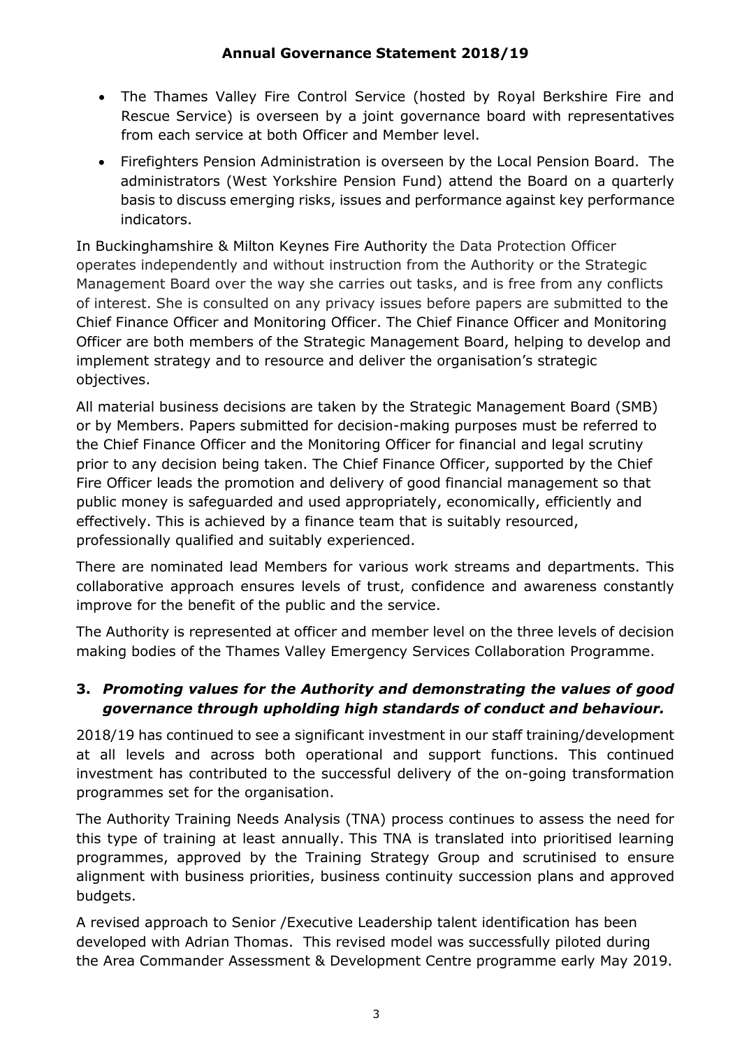- The Thames Valley Fire Control Service (hosted by Royal Berkshire Fire and Rescue Service) is overseen by a joint governance board with representatives from each service at both Officer and Member level.
- Firefighters Pension Administration is overseen by the Local Pension Board. The administrators (West Yorkshire Pension Fund) attend the Board on a quarterly basis to discuss emerging risks, issues and performance against key performance indicators.

In Buckinghamshire & Milton Keynes Fire Authority the Data Protection Officer operates independently and without instruction from the Authority or the Strategic Management Board over the way she carries out tasks, and is free from any conflicts of interest. She is consulted on any privacy issues before papers are submitted to the Chief Finance Officer and Monitoring Officer. The Chief Finance Officer and Monitoring Officer are both members of the Strategic Management Board, helping to develop and implement strategy and to resource and deliver the organisation's strategic objectives.

All material business decisions are taken by the Strategic Management Board (SMB) or by Members. Papers submitted for decision-making purposes must be referred to the Chief Finance Officer and the Monitoring Officer for financial and legal scrutiny prior to any decision being taken. The Chief Finance Officer, supported by the Chief Fire Officer leads the promotion and delivery of good financial management so that public money is safeguarded and used appropriately, economically, efficiently and effectively. This is achieved by a finance team that is suitably resourced, professionally qualified and suitably experienced.

There are nominated lead Members for various work streams and departments. This collaborative approach ensures levels of trust, confidence and awareness constantly improve for the benefit of the public and the service.

The Authority is represented at officer and member level on the three levels of decision making bodies of the Thames Valley Emergency Services Collaboration Programme.

### 3. *Promoting values for the Authority and demonstrating the values of good governance through upholding high standards of conduct and behaviour.*

2018/19 has continued to see a significant investment in our staff training/development at all levels and across both operational and support functions. This continued investment has contributed to the successful delivery of the on-going transformation programmes set for the organisation.

The Authority Training Needs Analysis (TNA) process continues to assess the need for this type of training at least annually. This TNA is translated into prioritised learning programmes, approved by the Training Strategy Group and scrutinised to ensure alignment with business priorities, business continuity succession plans and approved budgets.

A revised approach to Senior /Executive Leadership talent identification has been developed with Adrian Thomas. This revised model was successfully piloted during the Area Commander Assessment & Development Centre programme early May 2019.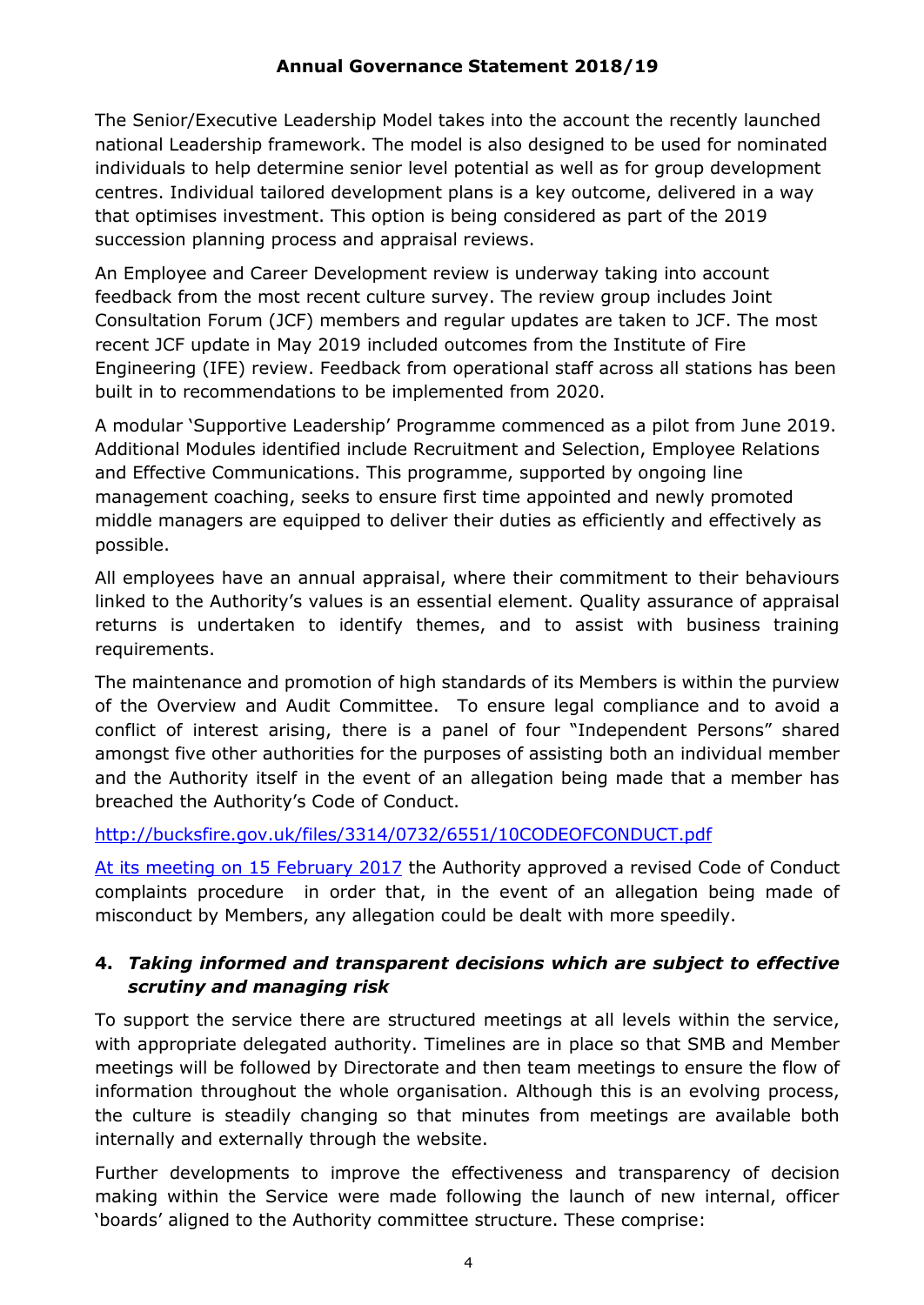The Senior/Executive Leadership Model takes into the account the recently launched national Leadership framework. The model is also designed to be used for nominated individuals to help determine senior level potential as well as for group development centres. Individual tailored development plans is a key outcome, delivered in a way that optimises investment. This option is being considered as part of the 2019 succession planning process and appraisal reviews.

An Employee and Career Development review is underway taking into account feedback from the most recent culture survey. The review group includes Joint Consultation Forum (JCF) members and regular updates are taken to JCF. The most recent JCF update in May 2019 included outcomes from the Institute of Fire Engineering (IFE) review. Feedback from operational staff across all stations has been built in to recommendations to be implemented from 2020.

A modular 'Supportive Leadership' Programme commenced as a pilot from June 2019. Additional Modules identified include Recruitment and Selection, Employee Relations and Effective Communications. This programme, supported by ongoing line management coaching, seeks to ensure first time appointed and newly promoted middle managers are equipped to deliver their duties as efficiently and effectively as possible.

All employees have an annual appraisal, where their commitment to their behaviours linked to the Authority's values is an essential element. Quality assurance of appraisal returns is undertaken to identify themes, and to assist with business training requirements.

The maintenance and promotion of high standards of its Members is within the purview of the Overview and Audit Committee. To ensure legal compliance and to avoid a conflict of interest arising, there is a panel of four "Independent Persons" shared amongst five other authorities for the purposes of assisting both an individual member and the Authority itself in the event of an allegation being made that a member has breached the Authority's Code of Conduct.

http://bucksfire.gov.uk/files/3314/0732/6551/10CODEOFCONDUCT.pdf

At its meeting on 15 February 2017 the Authority approved a revised Code of Conduct complaints procedure in order that, in the event of an allegation being made of misconduct by Members, any allegation could be dealt with more speedily.

### 4. *Taking informed and transparent decisions which are subject to effective scrutiny and managing risk*

To support the service there are structured meetings at all levels within the service, with appropriate delegated authority. Timelines are in place so that SMB and Member meetings will be followed by Directorate and then team meetings to ensure the flow of information throughout the whole organisation. Although this is an evolving process, the culture is steadily changing so that minutes from meetings are available both internally and externally through the website.

Further developments to improve the effectiveness and transparency of decision making within the Service were made following the launch of new internal, officer 'boards' aligned to the Authority committee structure. These comprise: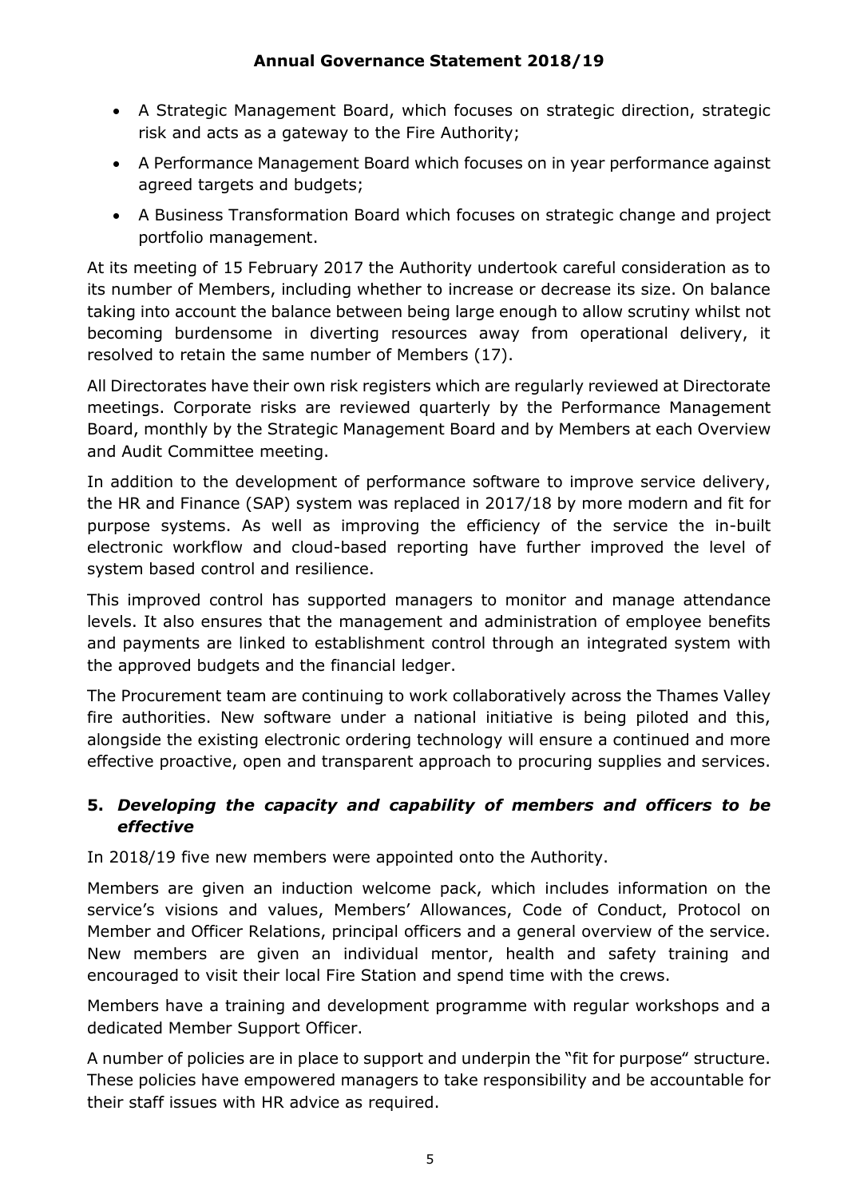- A Strategic Management Board, which focuses on strategic direction, strategic risk and acts as a gateway to the Fire Authority;
- A Performance Management Board which focuses on in year performance against agreed targets and budgets;
- A Business Transformation Board which focuses on strategic change and project portfolio management.

At its meeting of 15 February 2017 the Authority undertook careful consideration as to its number of Members, including whether to increase or decrease its size. On balance taking into account the balance between being large enough to allow scrutiny whilst not becoming burdensome in diverting resources away from operational delivery, it resolved to retain the same number of Members (17).

All Directorates have their own risk registers which are regularly reviewed at Directorate meetings. Corporate risks are reviewed quarterly by the Performance Management Board, monthly by the Strategic Management Board and by Members at each Overview and Audit Committee meeting.

In addition to the development of performance software to improve service delivery, the HR and Finance (SAP) system was replaced in 2017/18 by more modern and fit for purpose systems. As well as improving the efficiency of the service the in-built electronic workflow and cloud-based reporting have further improved the level of system based control and resilience.

This improved control has supported managers to monitor and manage attendance levels. It also ensures that the management and administration of employee benefits and payments are linked to establishment control through an integrated system with the approved budgets and the financial ledger.

The Procurement team are continuing to work collaboratively across the Thames Valley fire authorities. New software under a national initiative is being piloted and this, alongside the existing electronic ordering technology will ensure a continued and more effective proactive, open and transparent approach to procuring supplies and services.

## 5. *Developing the capacity and capability of members and officers to be effective*

In 2018/19 five new members were appointed onto the Authority.

Members are given an induction welcome pack, which includes information on the service's visions and values, Members' Allowances, Code of Conduct, Protocol on Member and Officer Relations, principal officers and a general overview of the service. New members are given an individual mentor, health and safety training and encouraged to visit their local Fire Station and spend time with the crews.

Members have a training and development programme with regular workshops and a dedicated Member Support Officer.

A number of policies are in place to support and underpin the "fit for purpose" structure. These policies have empowered managers to take responsibility and be accountable for their staff issues with HR advice as required.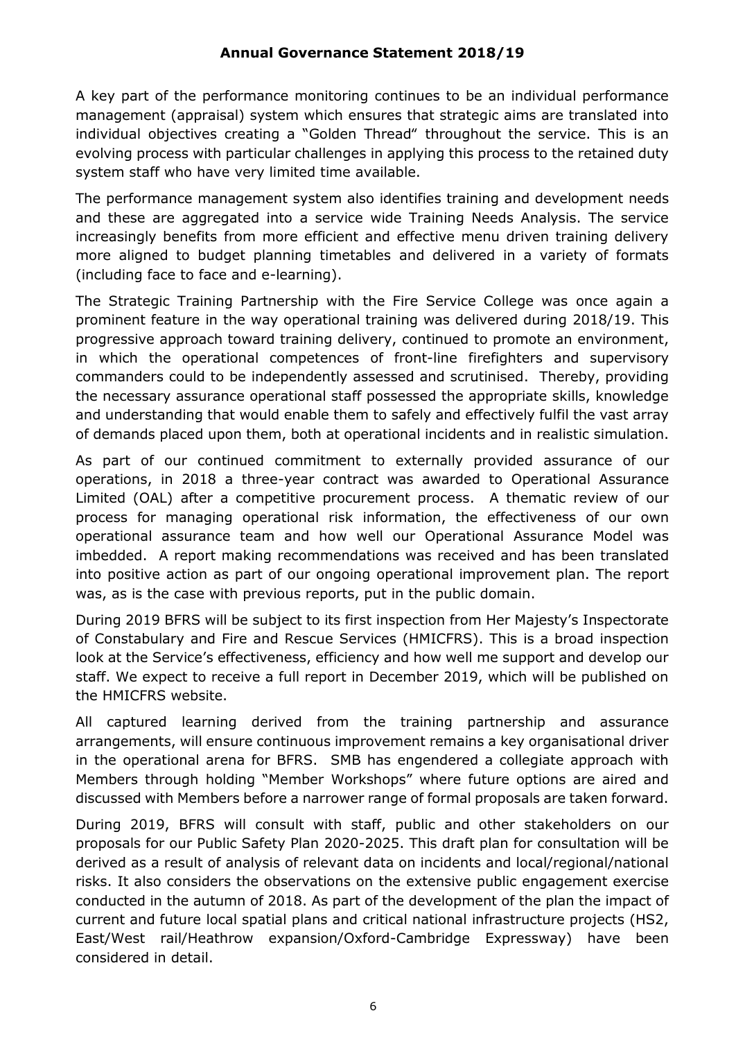A key part of the performance monitoring continues to be an individual performance management (appraisal) system which ensures that strategic aims are translated into individual objectives creating a "Golden Thread" throughout the service. This is an evolving process with particular challenges in applying this process to the retained duty system staff who have very limited time available.

The performance management system also identifies training and development needs and these are aggregated into a service wide Training Needs Analysis. The service increasingly benefits from more efficient and effective menu driven training delivery more aligned to budget planning timetables and delivered in a variety of formats (including face to face and e-learning).

The Strategic Training Partnership with the Fire Service College was once again a prominent feature in the way operational training was delivered during 2018/19. This progressive approach toward training delivery, continued to promote an environment, in which the operational competences of front-line firefighters and supervisory commanders could to be independently assessed and scrutinised. Thereby, providing the necessary assurance operational staff possessed the appropriate skills, knowledge and understanding that would enable them to safely and effectively fulfil the vast array of demands placed upon them, both at operational incidents and in realistic simulation.

As part of our continued commitment to externally provided assurance of our operations, in 2018 a three-year contract was awarded to Operational Assurance Limited (OAL) after a competitive procurement process. A thematic review of our process for managing operational risk information, the effectiveness of our own operational assurance team and how well our Operational Assurance Model was imbedded. A report making recommendations was received and has been translated into positive action as part of our ongoing operational improvement plan. The report was, as is the case with previous reports, put in the public domain.

During 2019 BFRS will be subject to its first inspection from Her Majesty's Inspectorate of Constabulary and Fire and Rescue Services (HMICFRS). This is a broad inspection look at the Service's effectiveness, efficiency and how well me support and develop our staff. We expect to receive a full report in December 2019, which will be published on the HMICFRS website.

All captured learning derived from the training partnership and assurance arrangements, will ensure continuous improvement remains a key organisational driver in the operational arena for BFRS. SMB has engendered a collegiate approach with Members through holding "Member Workshops" where future options are aired and discussed with Members before a narrower range of formal proposals are taken forward.

During 2019, BFRS will consult with staff, public and other stakeholders on our proposals for our Public Safety Plan 2020-2025. This draft plan for consultation will be derived as a result of analysis of relevant data on incidents and local/regional/national risks. It also considers the observations on the extensive public engagement exercise conducted in the autumn of 2018. As part of the development of the plan the impact of current and future local spatial plans and critical national infrastructure projects (HS2, East/West rail/Heathrow expansion/Oxford-Cambridge Expressway) have been considered in detail.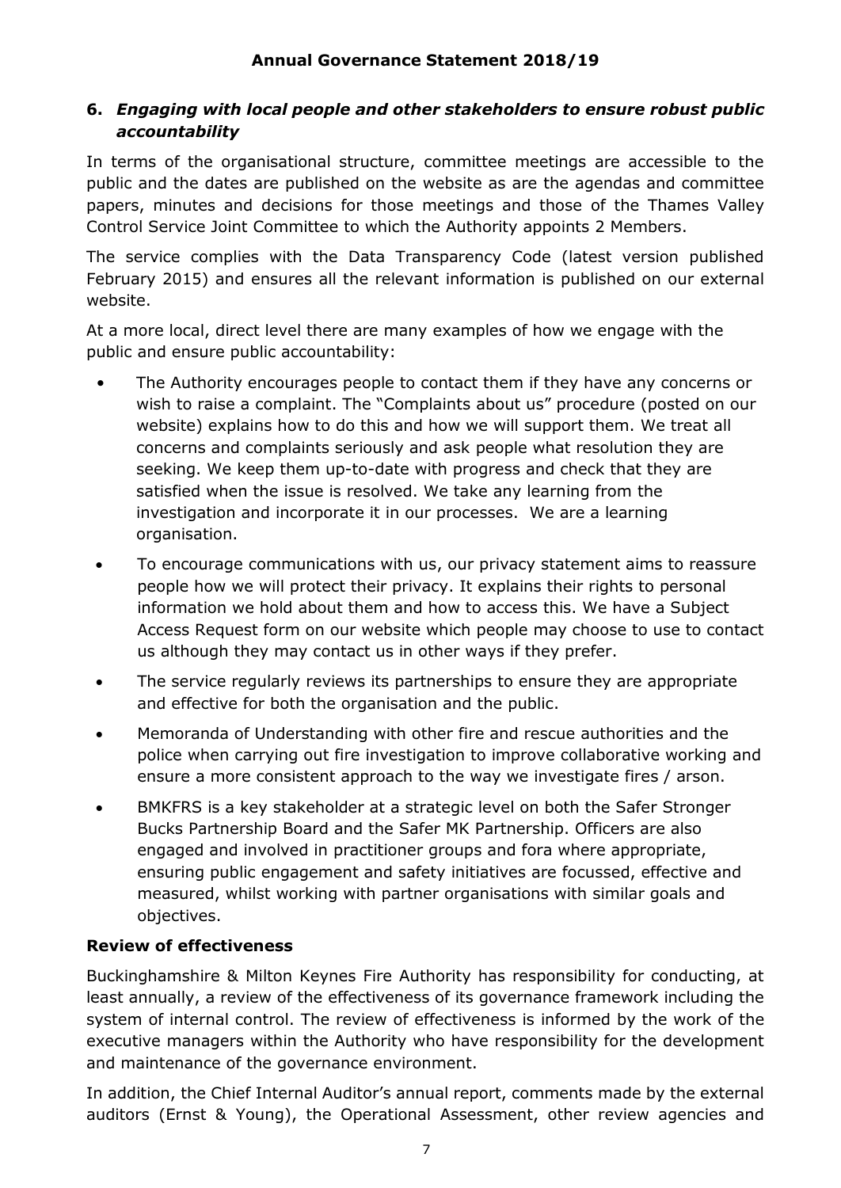## 6. *Engaging with local people and other stakeholders to ensure robust public accountability*

In terms of the organisational structure, committee meetings are accessible to the public and the dates are published on the website as are the agendas and committee papers, minutes and decisions for those meetings and those of the Thames Valley Control Service Joint Committee to which the Authority appoints 2 Members.

The service complies with the Data Transparency Code (latest version published February 2015) and ensures all the relevant information is published on our external website.

At a more local, direct level there are many examples of how we engage with the public and ensure public accountability:

- The Authority encourages people to contact them if they have any concerns or wish to raise a complaint. The "Complaints about us" procedure (posted on our website) explains how to do this and how we will support them. We treat all concerns and complaints seriously and ask people what resolution they are seeking. We keep them up-to-date with progress and check that they are satisfied when the issue is resolved. We take any learning from the investigation and incorporate it in our processes. We are a learning organisation.
- To encourage communications with us, our privacy statement aims to reassure people how we will protect their privacy. It explains their rights to personal information we hold about them and how to access this. We have a Subject Access Request form on our website which people may choose to use to contact us although they may contact us in other ways if they prefer.
- The service regularly reviews its partnerships to ensure they are appropriate and effective for both the organisation and the public.
- Memoranda of Understanding with other fire and rescue authorities and the police when carrying out fire investigation to improve collaborative working and ensure a more consistent approach to the way we investigate fires / arson.
- BMKFRS is a key stakeholder at a strategic level on both the Safer Stronger Bucks Partnership Board and the Safer MK Partnership. Officers are also engaged and involved in practitioner groups and fora where appropriate, ensuring public engagement and safety initiatives are focussed, effective and measured, whilst working with partner organisations with similar goals and objectives.

### Review of effectiveness

Buckinghamshire & Milton Keynes Fire Authority has responsibility for conducting, at least annually, a review of the effectiveness of its governance framework including the system of internal control. The review of effectiveness is informed by the work of the executive managers within the Authority who have responsibility for the development and maintenance of the governance environment.

In addition, the Chief Internal Auditor's annual report, comments made by the external auditors (Ernst & Young), the Operational Assessment, other review agencies and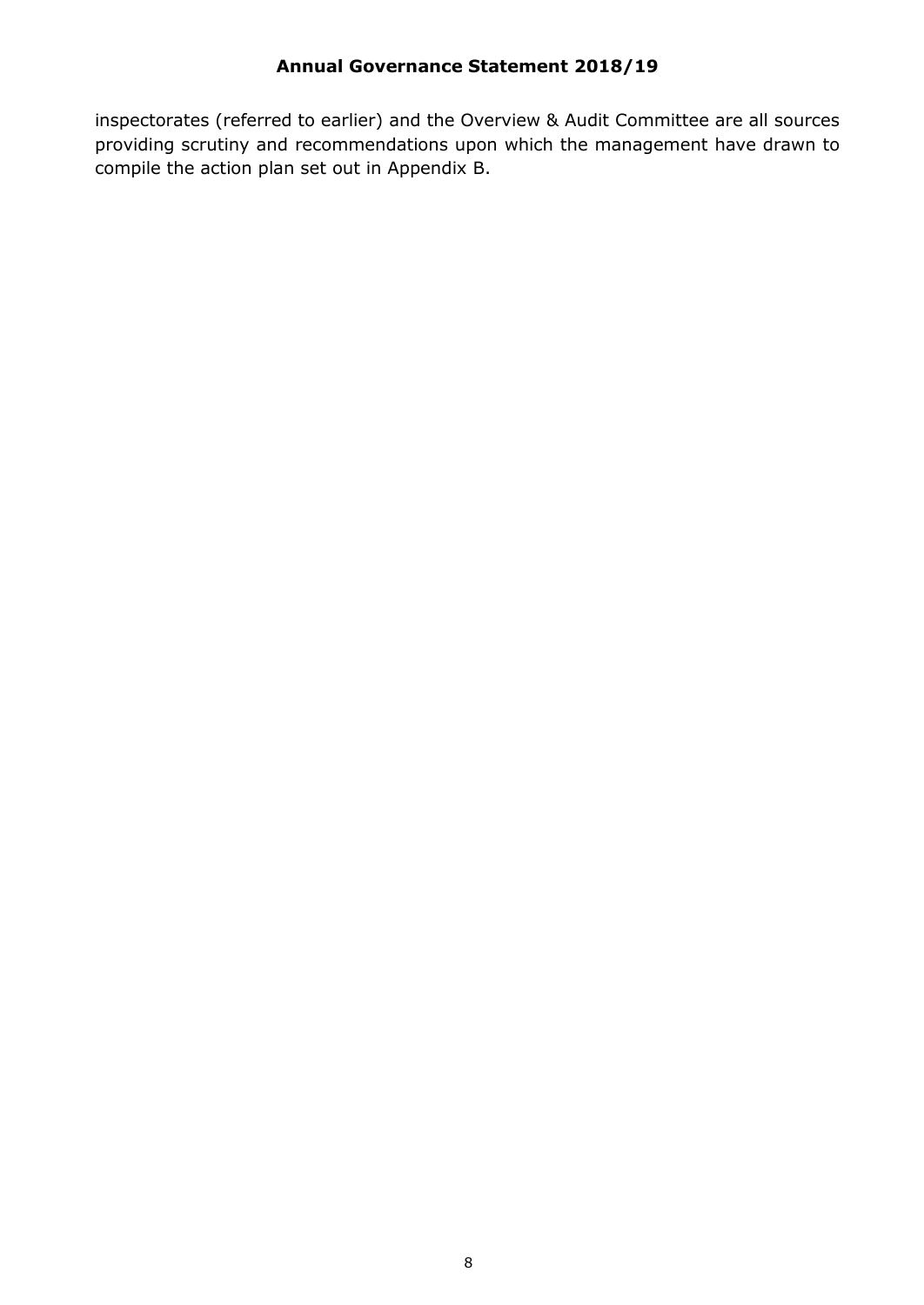inspectorates (referred to earlier) and the Overview & Audit Committee are all sources providing scrutiny and recommendations upon which the management have drawn to compile the action plan set out in Appendix B.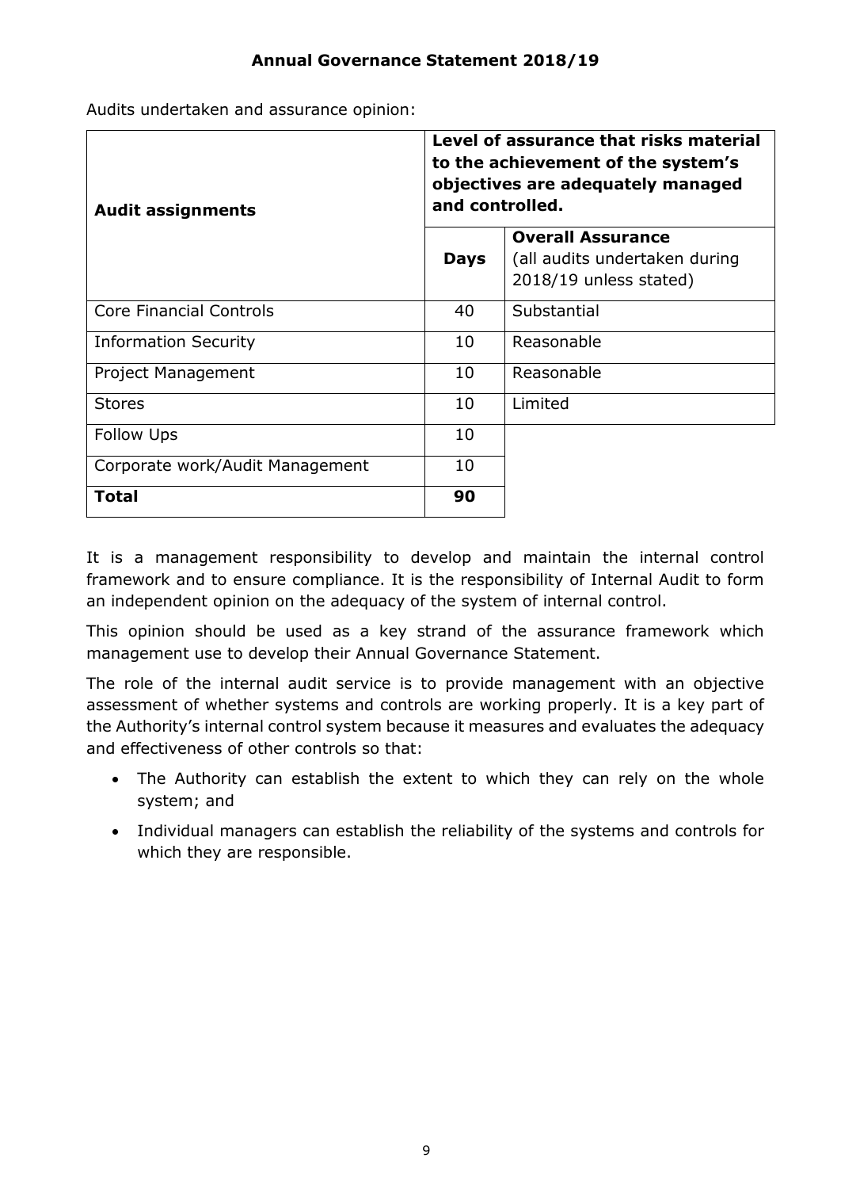Audits undertaken and assurance opinion:

| Audit assignments | Level of assurance that risks material to the achievement of the system's objectives are adequately managed and controlled. | |
|---|---|---|
| | **Days** | **Overall Assurance** (all audits undertaken during 2018/19 unless stated) |
| Core Financial Controls | 40 | Substantial |
| Information Security | 10 | Reasonable |
| Project Management | 10 | Reasonable |
| Stores | 10 | Limited |
| Follow Ups | 10 | |
| Corporate work/Audit Management | 10 | |
| **Total** | **90** | |

It is a management responsibility to develop and maintain the internal control framework and to ensure compliance. It is the responsibility of Internal Audit to form an independent opinion on the adequacy of the system of internal control.

This opinion should be used as a key strand of the assurance framework which management use to develop their Annual Governance Statement.

The role of the internal audit service is to provide management with an objective assessment of whether systems and controls are working properly. It is a key part of the Authority's internal control system because it measures and evaluates the adequacy and effectiveness of other controls so that:

- The Authority can establish the extent to which they can rely on the whole system; and
- Individual managers can establish the reliability of the systems and controls for which they are responsible.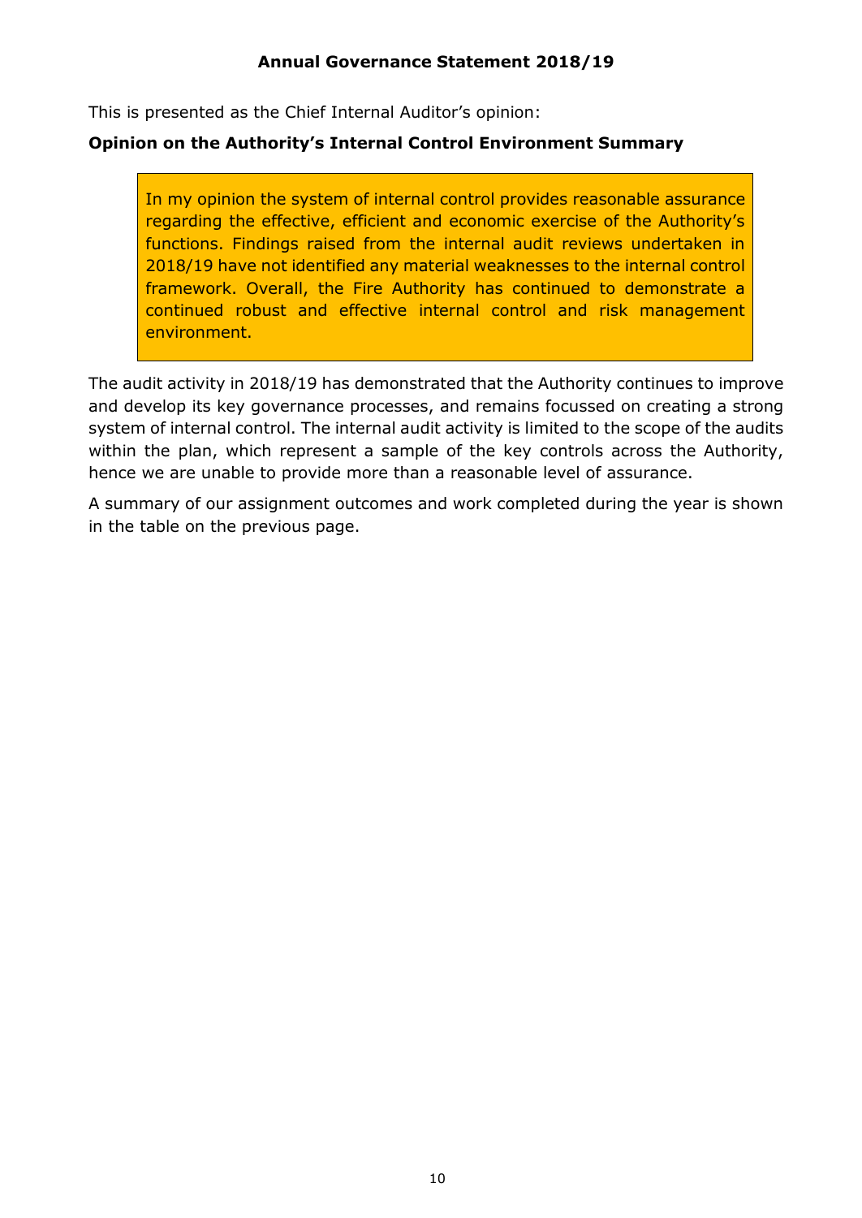This is presented as the Chief Internal Auditor's opinion:

**Opinion on the Authority's Internal Control Environment Summary**

> In my opinion the system of internal control provides reasonable assurance regarding the effective, efficient and economic exercise of the Authority's functions. Findings raised from the internal audit reviews undertaken in 2018/19 have not identified any material weaknesses to the internal control framework. Overall, the Fire Authority has continued to demonstrate a continued robust and effective internal control and risk management environment.

The audit activity in 2018/19 has demonstrated that the Authority continues to improve and develop its key governance processes, and remains focussed on creating a strong system of internal control. The internal audit activity is limited to the scope of the audits within the plan, which represent a sample of the key controls across the Authority, hence we are unable to provide more than a reasonable level of assurance.

A summary of our assignment outcomes and work completed during the year is shown in the table on the previous page.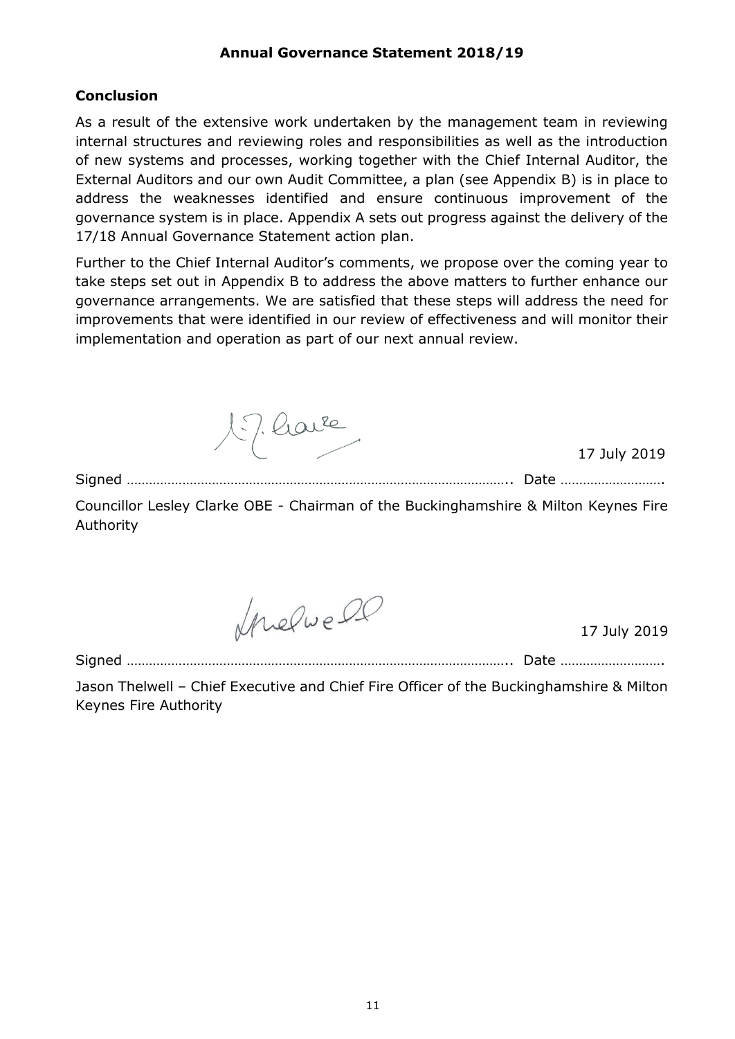## Annual Governance Statement 2018/19

### Conclusion

As a result of the extensive work undertaken by the management team in reviewing internal structures and reviewing roles and responsibilities as well as the introduction of new systems and processes, working together with the Chief Internal Auditor, the External Auditors and our own Audit Committee, a plan (see Appendix B) is in place to address the weaknesses identified and ensure continuous improvement of the governance system is in place. Appendix A sets out progress against the delivery of the 17/18 Annual Governance Statement action plan.

Further to the Chief Internal Auditor's comments, we propose over the coming year to take steps set out in Appendix B to address the above matters to further enhance our governance arrangements. We are satisfied that these steps will address the need for improvements that were identified in our review of effectiveness and will monitor their implementation and operation as part of our next annual review.

Signed ………………………………………………………………………………….. Date 17 July 2019

Councillor Lesley Clarke OBE - Chairman of the Buckinghamshire & Milton Keynes Fire Authority

Signed ………………………………………………………………………………….. Date 17 July 2019

Jason Thelwell – Chief Executive and Chief Fire Officer of the Buckinghamshire & Milton Keynes Fire Authority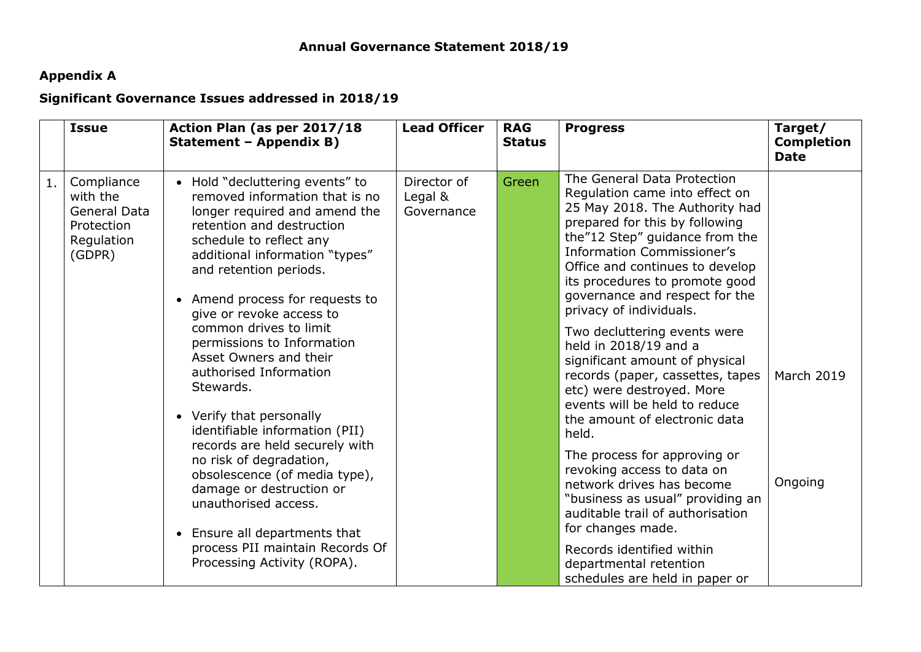**Annual Governance Statement 2018/19**

**Appendix A**

**Significant Governance Issues addressed in 2018/19**

| | Issue | Action Plan (as per 2017/18 Statement – Appendix B) | Lead Officer | RAG Status | Progress | Target/ Completion Date |
|---|---|---|---|---|---|---|
| 1. | Compliance with the General Data Protection Regulation (GDPR) | • Hold "decluttering events" to removed information that is no longer required and amend the retention and destruction schedule to reflect any additional information "types" and retention periods.<br>• Amend process for requests to give or revoke access to common drives to limit permissions to Information Asset Owners and their authorised Information Stewards.<br>• Verify that personally identifiable information (PII) records are held securely with no risk of degradation, obsolescence (of media type), damage or destruction or unauthorised access.<br>• Ensure all departments that process PII maintain Records Of Processing Activity (ROPA). | Director of Legal & Governance | Green | The General Data Protection Regulation came into effect on 25 May 2018. The Authority had prepared for this by following the"12 Step" guidance from the Information Commissioner's Office and continues to develop its procedures to promote good governance and respect for the privacy of individuals.<br>Two decluttering events were held in 2018/19 and a significant amount of physical records (paper, cassettes, tapes etc) were destroyed. More events will be held to reduce the amount of electronic data held.<br>The process for approving or revoking access to data on network drives has become "business as usual" providing an auditable trail of authorisation for changes made.<br>Records identified within departmental retention schedules are held in paper or | March 2019<br><br>Ongoing |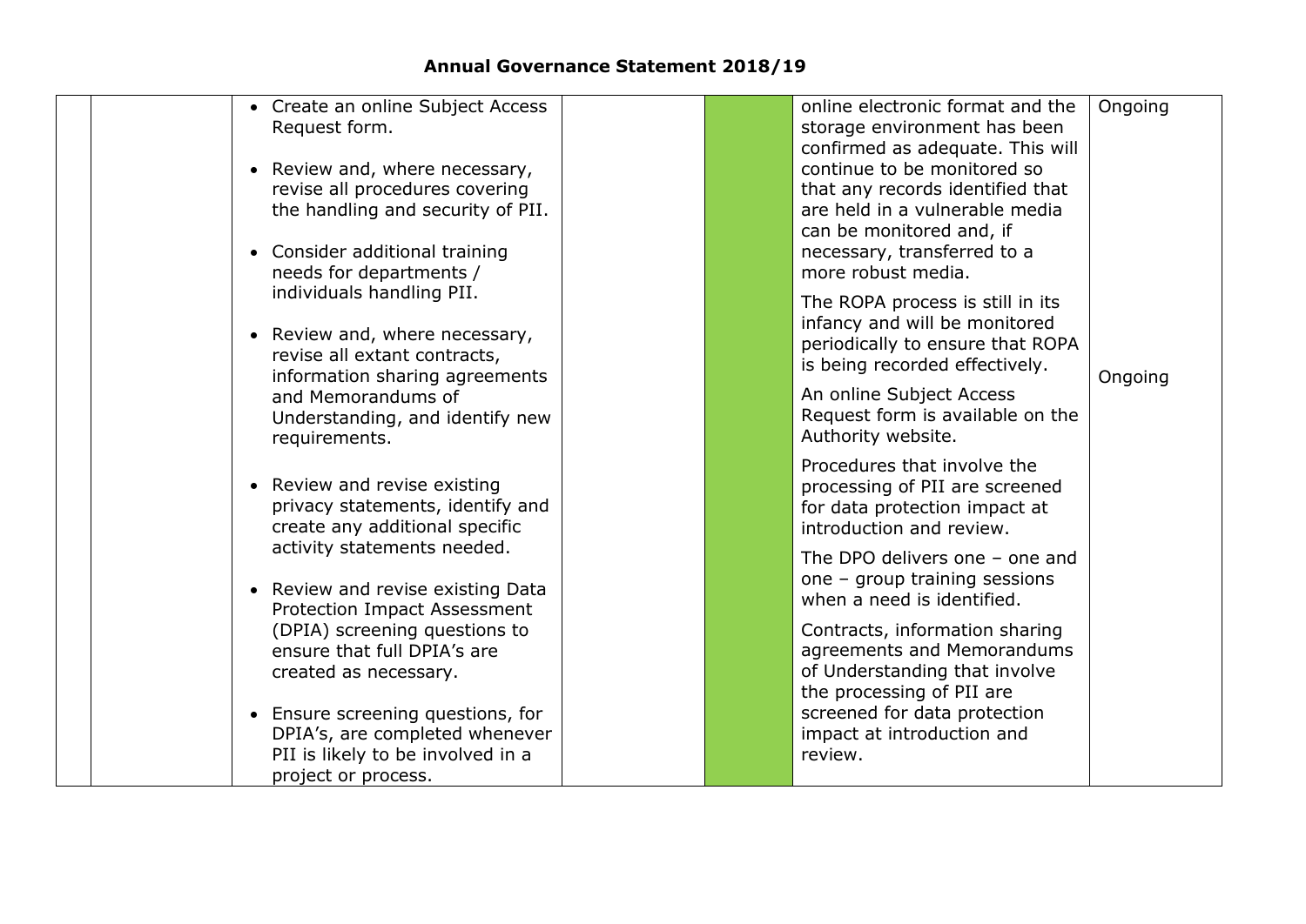| | | | | | | |
|---|---|---|---|---|---|---|
| | | • Create an online Subject Access Request form.<br><br>• Review and, where necessary, revise all procedures covering the handling and security of PII.<br><br>• Consider additional training needs for departments / individuals handling PII.<br><br>• Review and, where necessary, revise all extant contracts, information sharing agreements and Memorandums of Understanding, and identify new requirements.<br><br>• Review and revise existing privacy statements, identify and create any additional specific activity statements needed.<br><br>• Review and revise existing Data Protection Impact Assessment (DPIA) screening questions to ensure that full DPIA's are created as necessary.<br><br>• Ensure screening questions, for DPIA's, are completed whenever PII is likely to be involved in a project or process. | | | online electronic format and the storage environment has been confirmed as adequate. This will continue to be monitored so that any records identified that are held in a vulnerable media can be monitored and, if necessary, transferred to a more robust media.<br><br>The ROPA process is still in its infancy and will be monitored periodically to ensure that ROPA is being recorded effectively.<br><br>An online Subject Access Request form is available on the Authority website.<br><br>Procedures that involve the processing of PII are screened for data protection impact at introduction and review.<br><br>The DPO delivers one – one and one – group training sessions when a need is identified.<br><br>Contracts, information sharing agreements and Memorandums of Understanding that involve the processing of PII are screened for data protection impact at introduction and review. | Ongoing<br><br>Ongoing |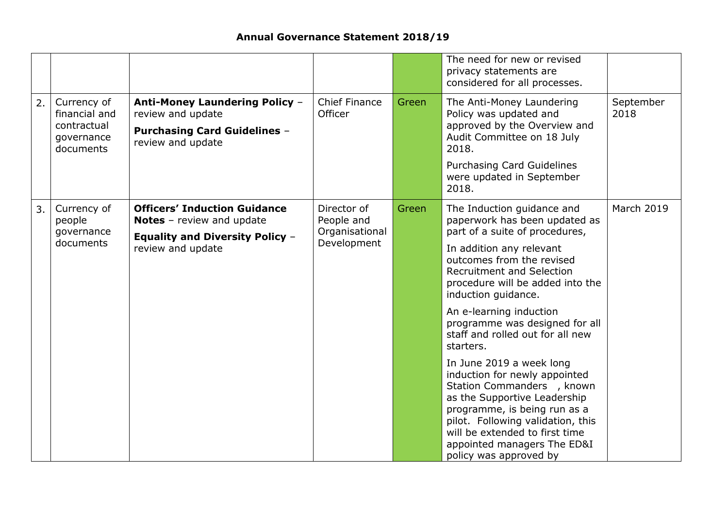## Annual Governance Statement 2018/19

| | | | | | | |
|---|---|---|---|---|---|---|
| | | | | | The need for new or revised privacy statements are considered for all processes. | |
| 2. | Currency of financial and contractual governance documents | **Anti-Money Laundering Policy** – review and update<br><br>**Purchasing Card Guidelines** – review and update | Chief Finance Officer | Green | The Anti-Money Laundering Policy was updated and approved by the Overview and Audit Committee on 18 July 2018.<br><br>Purchasing Card Guidelines were updated in September 2018. | September 2018 |
| 3. | Currency of people governance documents | **Officers' Induction Guidance Notes** – review and update<br><br>**Equality and Diversity Policy** – review and update | Director of People and Organisational Development | Green | The Induction guidance and paperwork has been updated as part of a suite of procedures,<br><br>In addition any relevant outcomes from the revised Recruitment and Selection procedure will be added into the induction guidance.<br><br>An e-learning induction programme was designed for all staff and rolled out for all new starters.<br><br>In June 2019 a week long induction for newly appointed Station Commanders , known as the Supportive Leadership programme, is being run as a pilot. Following validation, this will be extended to first time appointed managers The ED&I policy was approved by | March 2019 |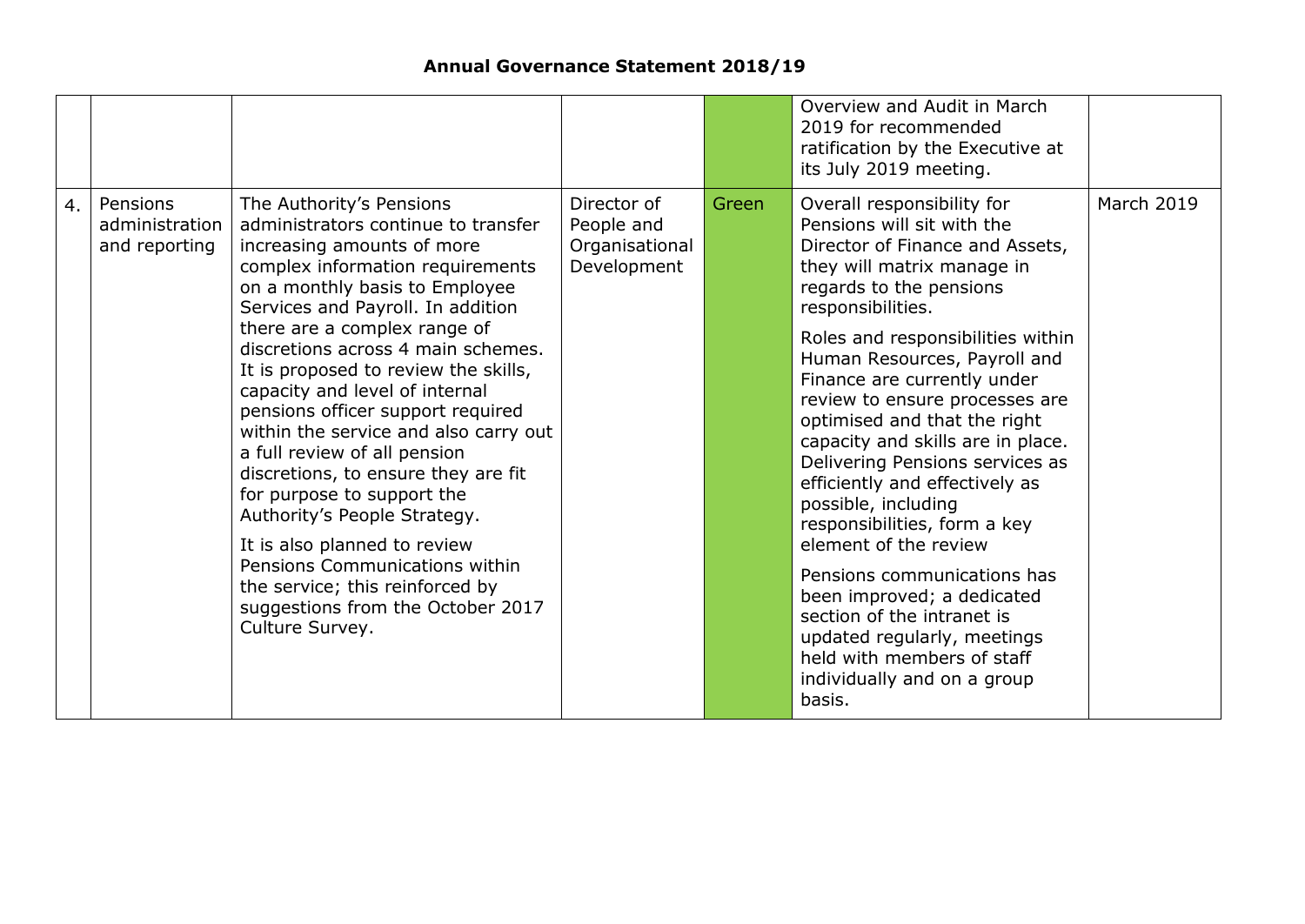## Annual Governance Statement 2018/19

| | | | | | | |
|---|---|---|---|---|---|---|
| | | | | | Overview and Audit in March 2019 for recommended ratification by the Executive at its July 2019 meeting. | |
| 4. | Pensions administration and reporting | The Authority's Pensions administrators continue to transfer increasing amounts of more complex information requirements on a monthly basis to Employee Services and Payroll. In addition there are a complex range of discretions across 4 main schemes. It is proposed to review the skills, capacity and level of internal pensions officer support required within the service and also carry out a full review of all pension discretions, to ensure they are fit for purpose to support the Authority's People Strategy.<br><br>It is also planned to review Pensions Communications within the service; this reinforced by suggestions from the October 2017 Culture Survey. | Director of People and Organisational Development | Green | Overall responsibility for Pensions will sit with the Director of Finance and Assets, they will matrix manage in regards to the pensions responsibilities.<br><br>Roles and responsibilities within Human Resources, Payroll and Finance are currently under review to ensure processes are optimised and that the right capacity and skills are in place. Delivering Pensions services as efficiently and effectively as possible, including responsibilities, form a key element of the review<br><br>Pensions communications has been improved; a dedicated section of the intranet is updated regularly, meetings held with members of staff individually and on a group basis. | March 2019 |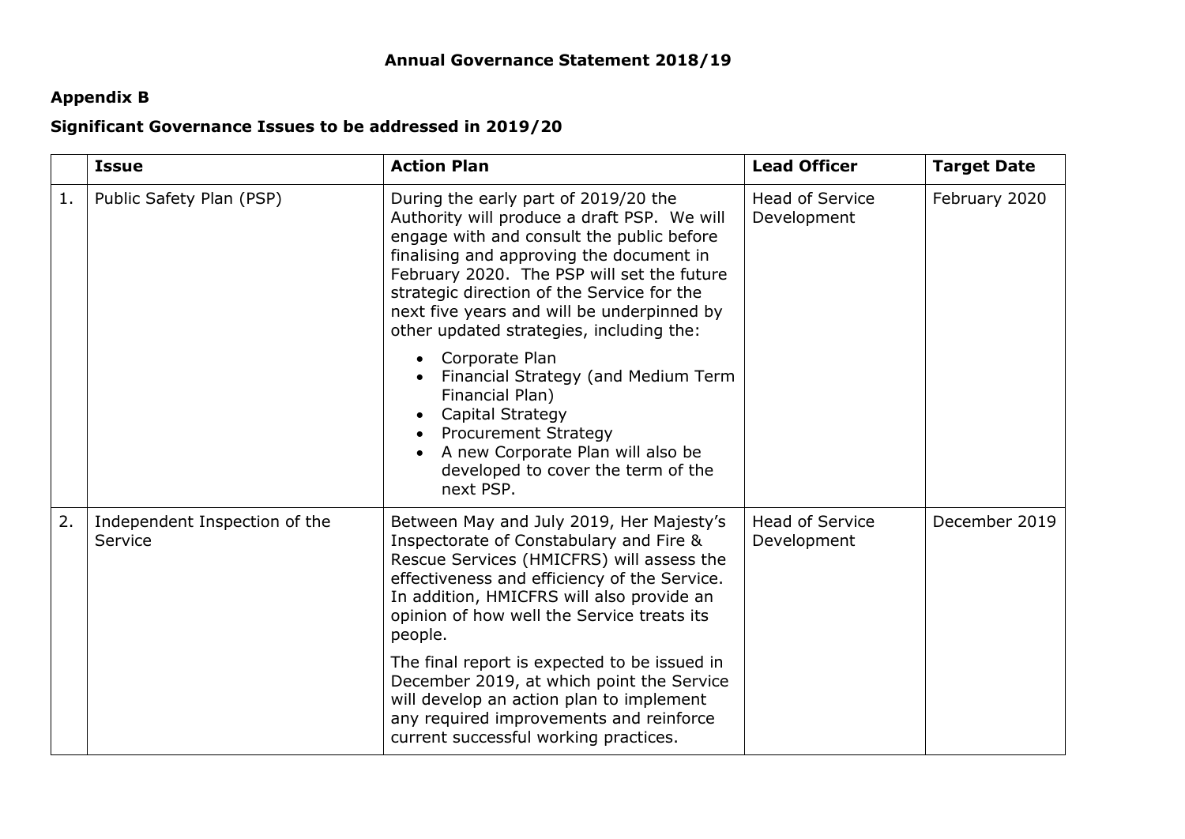# Annual Governance Statement 2018/19

## Appendix B

## Significant Governance Issues to be addressed in 2019/20

| | Issue | Action Plan | Lead Officer | Target Date |
|---|---|---|---|---|
| 1. | Public Safety Plan (PSP) | During the early part of 2019/20 the Authority will produce a draft PSP. We will engage with and consult the public before finalising and approving the document in February 2020. The PSP will set the future strategic direction of the Service for the next five years and will be underpinned by other updated strategies, including the:<br><br>• Corporate Plan<br>• Financial Strategy (and Medium Term Financial Plan)<br>• Capital Strategy<br>• Procurement Strategy<br>• A new Corporate Plan will also be developed to cover the term of the next PSP. | Head of Service Development | February 2020 |
| 2. | Independent Inspection of the Service | Between May and July 2019, Her Majesty's Inspectorate of Constabulary and Fire & Rescue Services (HMICFRS) will assess the effectiveness and efficiency of the Service. In addition, HMICFRS will also provide an opinion of how well the Service treats its people.<br><br>The final report is expected to be issued in December 2019, at which point the Service will develop an action plan to implement any required improvements and reinforce current successful working practices. | Head of Service Development | December 2019 |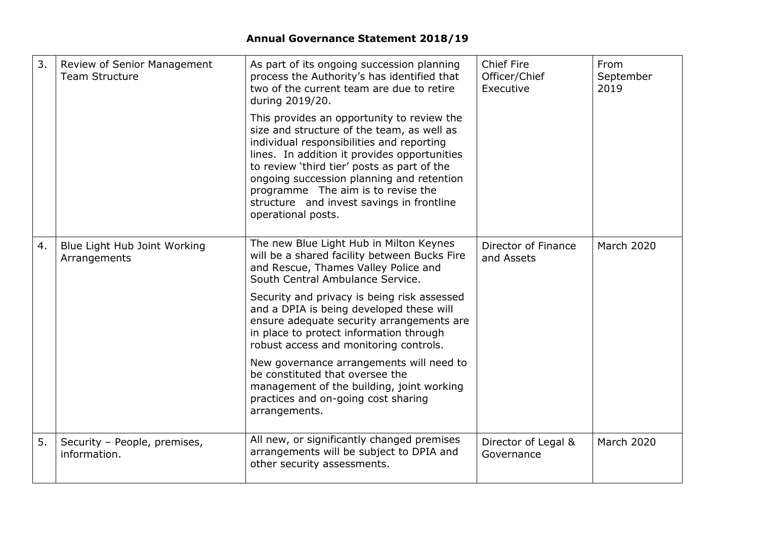# Annual Governance Statement 2018/19

| | | | | |
|---|---|---|---|---|
| 3. | Review of Senior Management Team Structure | As part of its ongoing succession planning process the Authority's has identified that two of the current team are due to retire during 2019/20.<br><br>This provides an opportunity to review the size and structure of the team, as well as individual responsibilities and reporting lines. In addition it provides opportunities to review 'third tier' posts as part of the ongoing succession planning and retention programme The aim is to revise the structure and invest savings in frontline operational posts. | Chief Fire Officer/Chief Executive | From September 2019 |
| 4. | Blue Light Hub Joint Working Arrangements | The new Blue Light Hub in Milton Keynes will be a shared facility between Bucks Fire and Rescue, Thames Valley Police and South Central Ambulance Service.<br><br>Security and privacy is being risk assessed and a DPIA is being developed these will ensure adequate security arrangements are in place to protect information through robust access and monitoring controls.<br><br>New governance arrangements will need to be constituted that oversee the management of the building, joint working practices and on-going cost sharing arrangements. | Director of Finance and Assets | March 2020 |
| 5. | Security – People, premises, information. | All new, or significantly changed premises arrangements will be subject to DPIA and other security assessments. | Director of Legal & Governance | March 2020 |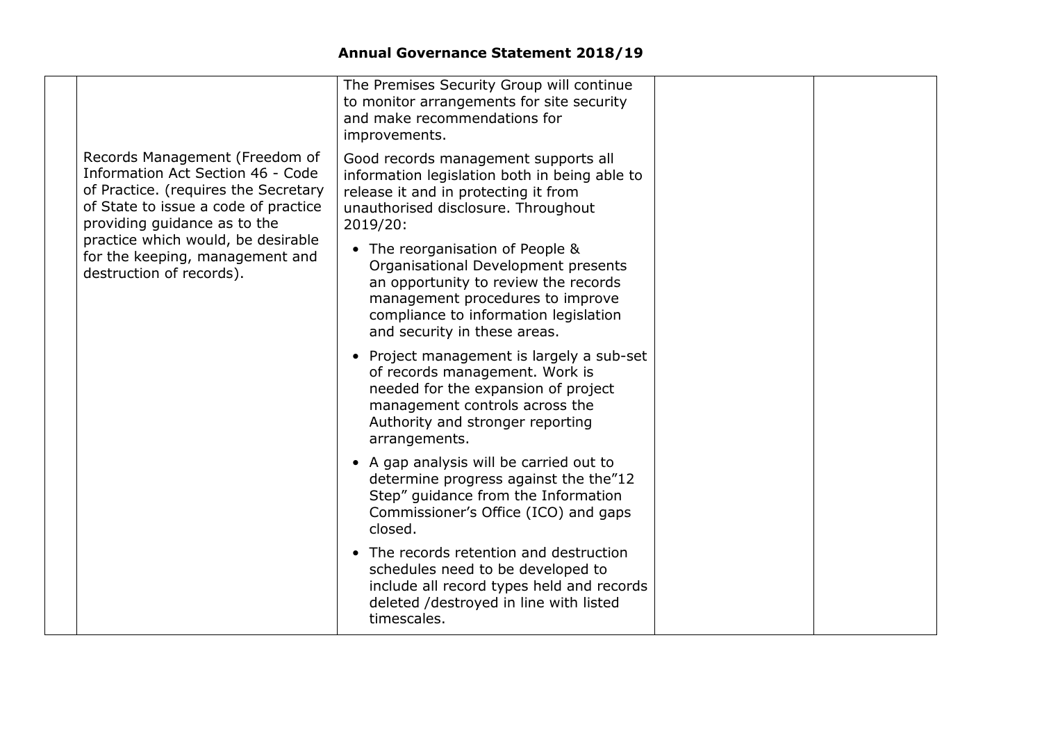## Annual Governance Statement 2018/19

| | | | | |
|---|---|---|---|---|
| | | The Premises Security Group will continue to monitor arrangements for site security and make recommendations for improvements. | | |
| | Records Management (Freedom of Information Act Section 46 - Code of Practice. (requires the Secretary of State to issue a code of practice providing guidance as to the practice which would, be desirable for the keeping, management and destruction of records). | Good records management supports all information legislation both in being able to release it and in protecting it from unauthorised disclosure. Throughout 2019/20:<br>• The reorganisation of People & Organisational Development presents an opportunity to review the records management procedures to improve compliance to information legislation and security in these areas.<br>• Project management is largely a sub-set of records management. Work is needed for the expansion of project management controls across the Authority and stronger reporting arrangements.<br>• A gap analysis will be carried out to determine progress against the the"12 Step" guidance from the Information Commissioner's Office (ICO) and gaps closed.<br>• The records retention and destruction schedules need to be developed to include all record types held and records deleted /destroyed in line with listed timescales. | | |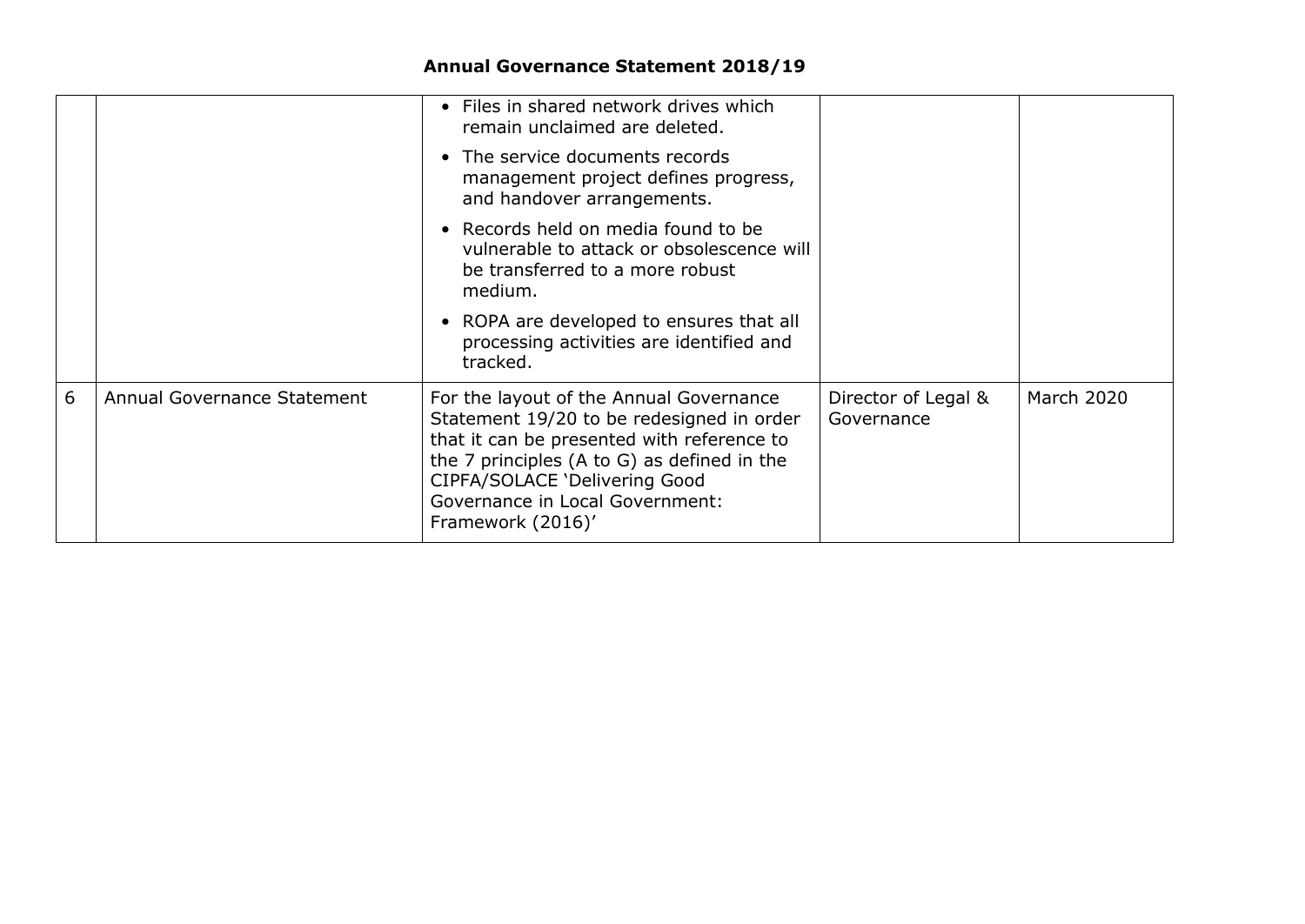| | | | | |
|---|---|---|---|---|
| | | • Files in shared network drives which remain unclaimed are deleted.<br>• The service documents records management project defines progress, and handover arrangements.<br>• Records held on media found to be vulnerable to attack or obsolescence will be transferred to a more robust medium.<br>• ROPA are developed to ensures that all processing activities are identified and tracked. | | |
| 6 | Annual Governance Statement | For the layout of the Annual Governance Statement 19/20 to be redesigned in order that it can be presented with reference to the 7 principles (A to G) as defined in the CIPFA/SOLACE 'Delivering Good Governance in Local Government: Framework (2016)' | Director of Legal & Governance | March 2020 |